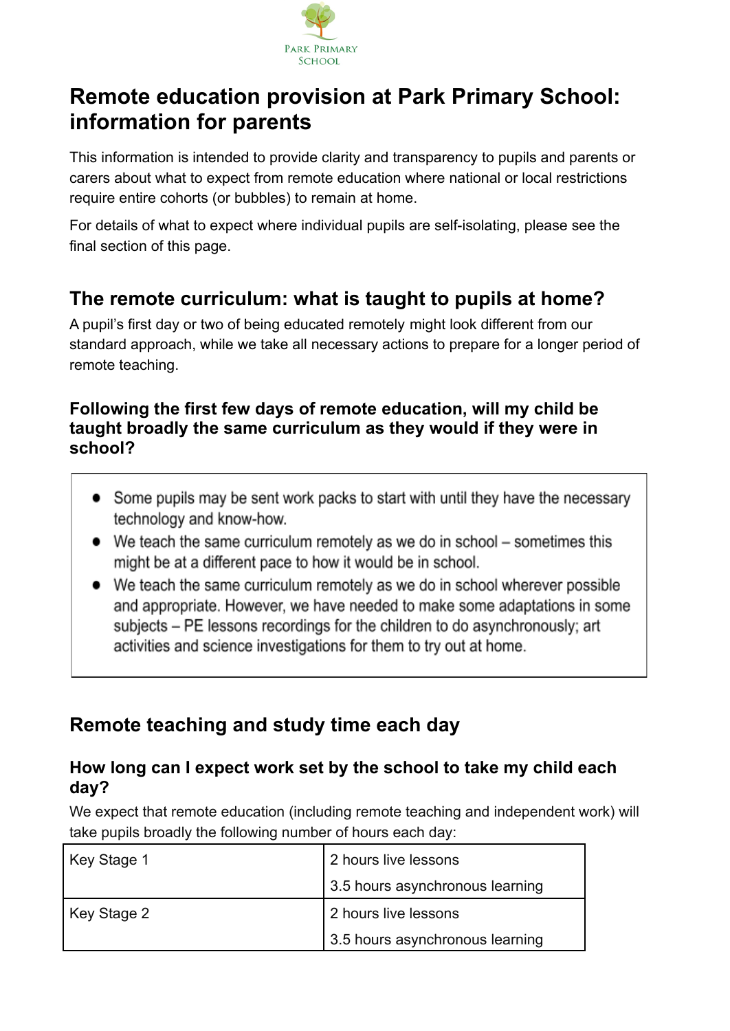Park Primary School

# Remote education provision at Park Primary School: information for parents

This information is intended to provide clarity and transparency to pupils and parents or carers about what to expect from remote education where national or local restrictions require entire cohorts (or bubbles) to remain at home.

For details of what to expect where individual pupils are self-isolating, please see the final section of this page.

## The remote curriculum: what is taught to pupils at home?

A pupil's first day or two of being educated remotely might look different from our standard approach, while we take all necessary actions to prepare for a longer period of remote teaching.

### Following the first few days of remote education, will my child be taught broadly the same curriculum as they would if they were in school?

- Some pupils may be sent work packs to start with until they have the necessary technology and know-how.
- We teach the same curriculum remotely as we do in school – sometimes this might be at a different pace to how it would be in school.
- We teach the same curriculum remotely as we do in school wherever possible and appropriate. However, we have needed to make some adaptations in some subjects – PE lessons recordings for the children to do asynchronously; art activities and science investigations for them to try out at home.

## Remote teaching and study time each day

### How long can I expect work set by the school to take my child each day?

We expect that remote education (including remote teaching and independent work) will take pupils broadly the following number of hours each day:

| Key Stage | Hours |
|---|---|
| Key Stage 1 | 2 hours live lessons<br>3.5 hours asynchronous learning |
| Key Stage 2 | 2 hours live lessons<br>3.5 hours asynchronous learning |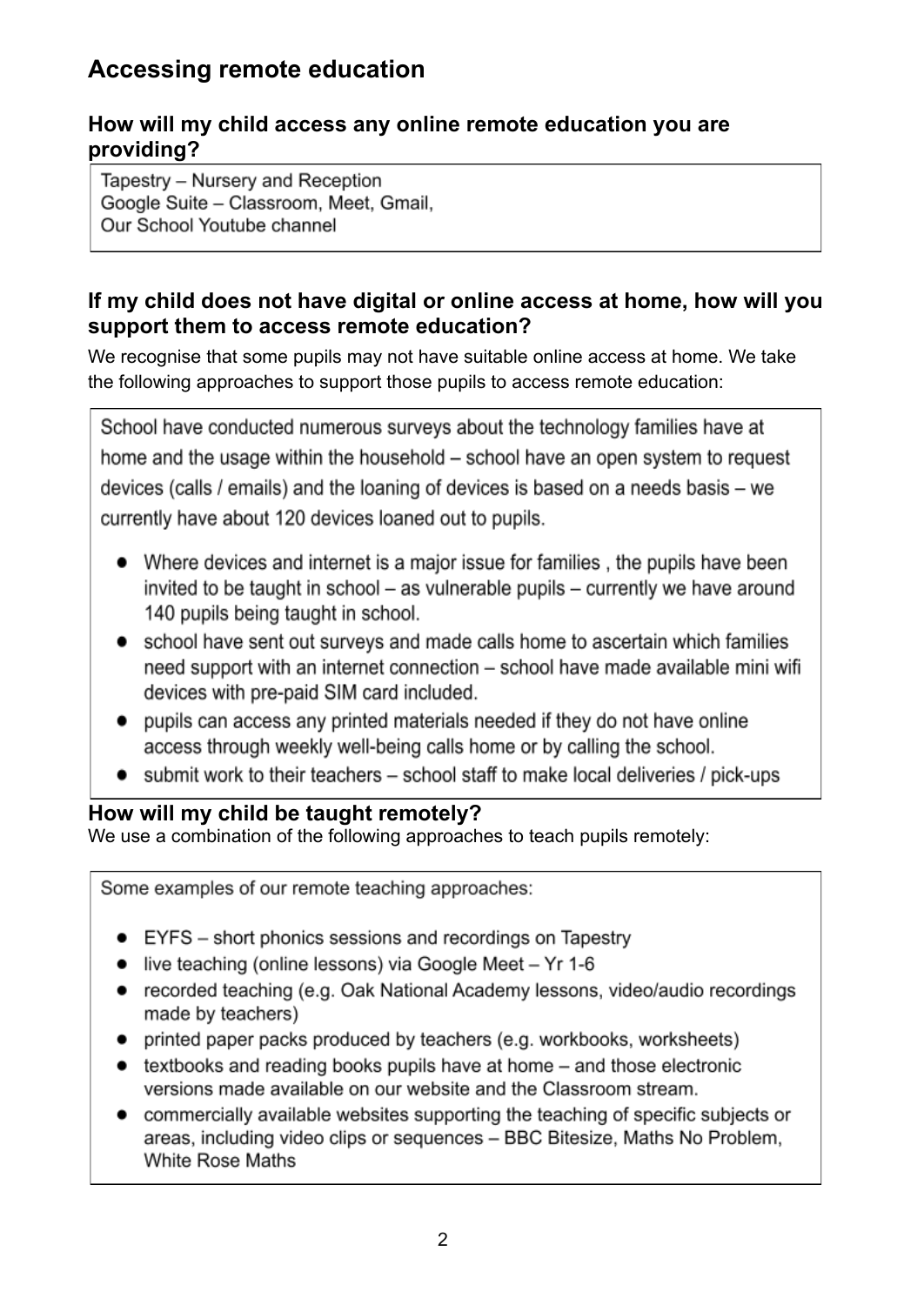## Accessing remote education

### How will my child access any online remote education you are providing?

Tapestry – Nursery and Reception
Google Suite – Classroom, Meet, Gmail,
Our School Youtube channel

### If my child does not have digital or online access at home, how will you support them to access remote education?

We recognise that some pupils may not have suitable online access at home. We take the following approaches to support those pupils to access remote education:

School have conducted numerous surveys about the technology families have at home and the usage within the household – school have an open system to request devices (calls / emails) and the loaning of devices is based on a needs basis – we currently have about 120 devices loaned out to pupils.

- Where devices and internet is a major issue for families , the pupils have been invited to be taught in school – as vulnerable pupils – currently we have around 140 pupils being taught in school.
- school have sent out surveys and made calls home to ascertain which families need support with an internet connection – school have made available mini wifi devices with pre-paid SIM card included.
- pupils can access any printed materials needed if they do not have online access through weekly well-being calls home or by calling the school.
- submit work to their teachers – school staff to make local deliveries / pick-ups

### How will my child be taught remotely?

We use a combination of the following approaches to teach pupils remotely:

Some examples of our remote teaching approaches:

- EYFS – short phonics sessions and recordings on Tapestry
- live teaching (online lessons) via Google Meet – Yr 1-6
- recorded teaching (e.g. Oak National Academy lessons, video/audio recordings made by teachers)
- printed paper packs produced by teachers (e.g. workbooks, worksheets)
- textbooks and reading books pupils have at home – and those electronic versions made available on our website and the Classroom stream.
- commercially available websites supporting the teaching of specific subjects or areas, including video clips or sequences – BBC Bitesize, Maths No Problem, White Rose Maths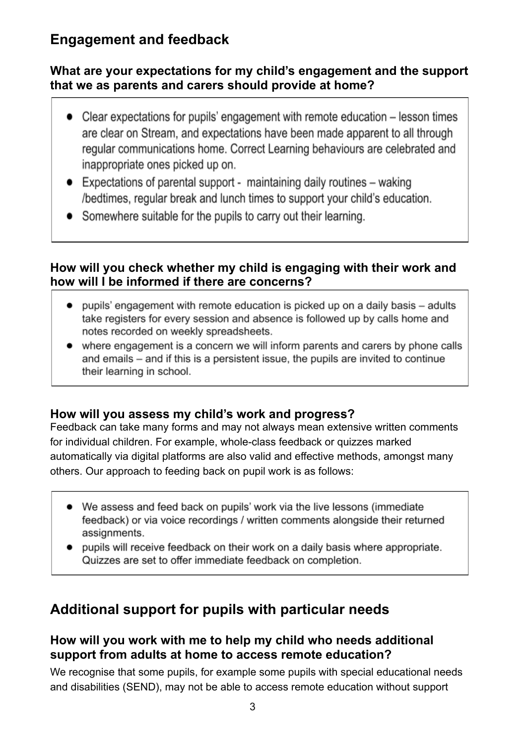## Engagement and feedback

### What are your expectations for my child's engagement and the support that we as parents and carers should provide at home?

- Clear expectations for pupils' engagement with remote education – lesson times are clear on Stream, and expectations have been made apparent to all through regular communications home. Correct Learning behaviours are celebrated and inappropriate ones picked up on.
- Expectations of parental support - maintaining daily routines – waking /bedtimes, regular break and lunch times to support your child's education.
- Somewhere suitable for the pupils to carry out their learning.

### How will you check whether my child is engaging with their work and how will I be informed if there are concerns?

- pupils' engagement with remote education is picked up on a daily basis – adults take registers for every session and absence is followed up by calls home and notes recorded on weekly spreadsheets.
- where engagement is a concern we will inform parents and carers by phone calls and emails – and if this is a persistent issue, the pupils are invited to continue their learning in school.

### How will you assess my child's work and progress?

Feedback can take many forms and may not always mean extensive written comments for individual children. For example, whole-class feedback or quizzes marked automatically via digital platforms are also valid and effective methods, amongst many others. Our approach to feeding back on pupil work is as follows:

- We assess and feed back on pupils' work via the live lessons (immediate feedback) or via voice recordings / written comments alongside their returned assignments.
- pupils will receive feedback on their work on a daily basis where appropriate. Quizzes are set to offer immediate feedback on completion.

## Additional support for pupils with particular needs

### How will you work with me to help my child who needs additional support from adults at home to access remote education?

We recognise that some pupils, for example some pupils with special educational needs and disabilities (SEND), may not be able to access remote education without support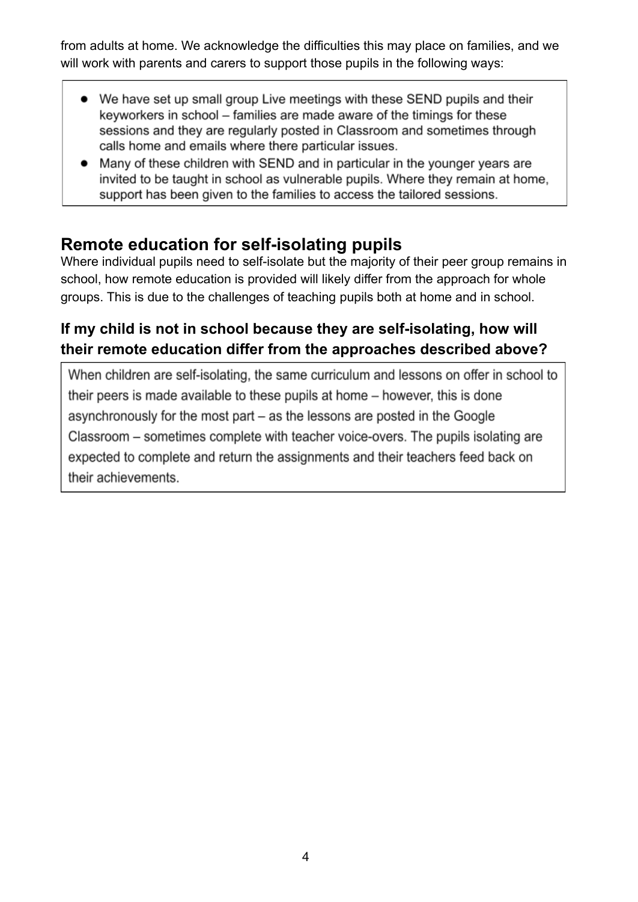from adults at home. We acknowledge the difficulties this may place on families, and we will work with parents and carers to support those pupils in the following ways:

- We have set up small group Live meetings with these SEND pupils and their keyworkers in school – families are made aware of the timings for these sessions and they are regularly posted in Classroom and sometimes through calls home and emails where there particular issues.
- Many of these children with SEND and in particular in the younger years are invited to be taught in school as vulnerable pupils. Where they remain at home, support has been given to the families to access the tailored sessions.

## Remote education for self-isolating pupils

Where individual pupils need to self-isolate but the majority of their peer group remains in school, how remote education is provided will likely differ from the approach for whole groups. This is due to the challenges of teaching pupils both at home and in school.

### If my child is not in school because they are self-isolating, how will their remote education differ from the approaches described above?

When children are self-isolating, the same curriculum and lessons on offer in school to their peers is made available to these pupils at home – however, this is done asynchronously for the most part – as the lessons are posted in the Google Classroom – sometimes complete with teacher voice-overs. The pupils isolating are expected to complete and return the assignments and their teachers feed back on their achievements.